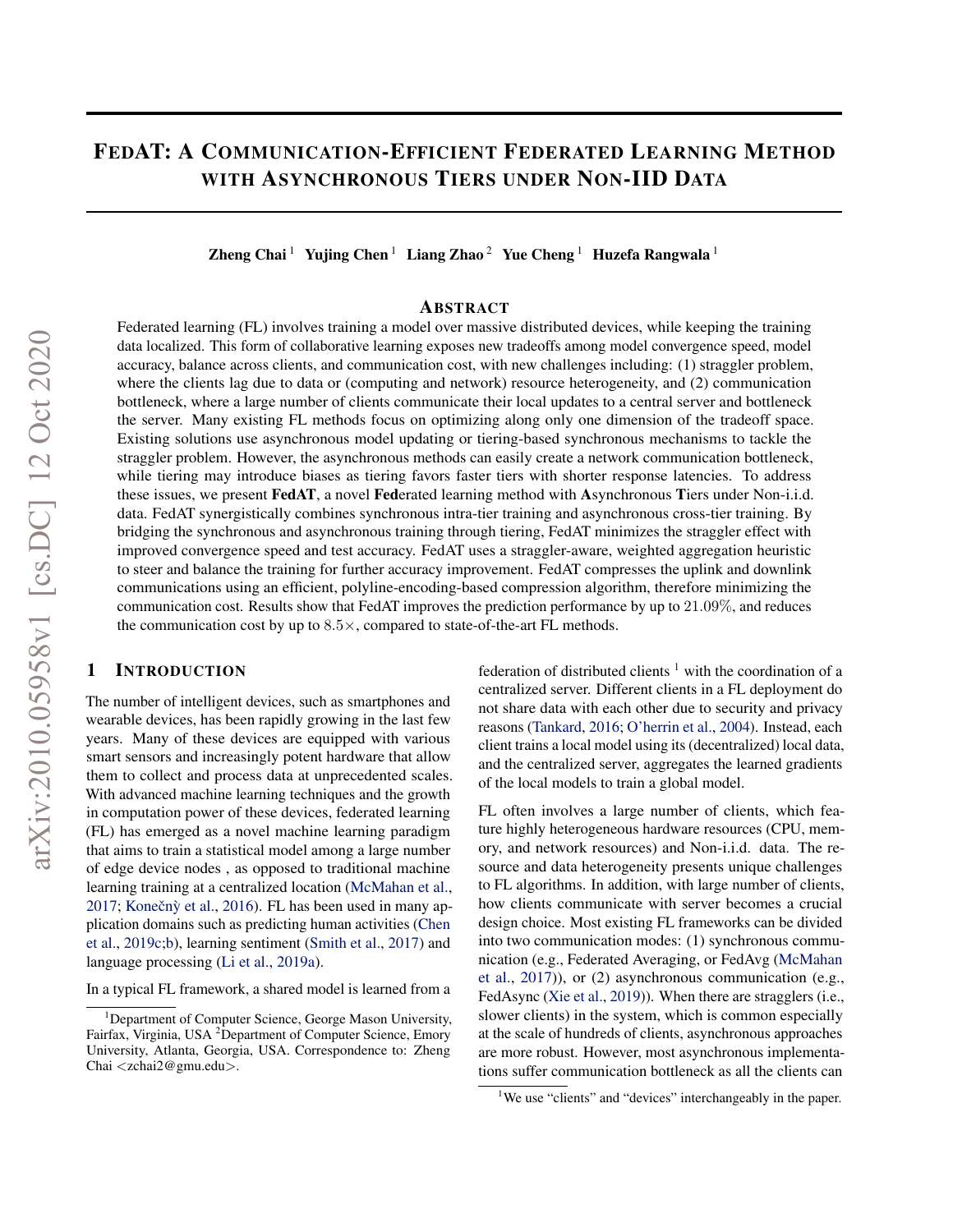# FedAT: A Communication-Efficient Federated Learning Method with Asynchronous Tiers under Non-IID Data

**Zheng Chai** [1] **Yujing Chen** [1] **Liang Zhao** [2] **Yue Cheng** [1] **Huzefa Rangwala** [1]

## Abstract

Federated learning (FL) involves training a model over massive distributed devices, while keeping the training data localized. This form of collaborative learning exposes new tradeoffs among model convergence speed, model accuracy, balance across clients, and communication cost, with new challenges including: (1) straggler problem, where the clients lag due to data or (computing and network) resource heterogeneity, and (2) communication bottleneck, where a large number of clients communicate their local updates to a central server and bottleneck the server. Many existing FL methods focus on optimizing along only one dimension of the tradeoff space. Existing solutions use asynchronous model updating or tiering-based synchronous mechanisms to tackle the straggler problem. However, the asynchronous methods can easily create a network communication bottleneck, while tiering may introduce biases as tiering favors faster tiers with shorter response latencies. To address these issues, we present **FedAT**, a novel **Fed**erated learning method with **A**synchronous **T**iers under Non-i.i.d. data. FedAT synergistically combines synchronous intra-tier training and asynchronous cross-tier training. By bridging the synchronous and asynchronous training through tiering, FedAT minimizes the straggler effect with improved convergence speed and test accuracy. FedAT uses a straggler-aware, weighted aggregation heuristic to steer and balance the training for further accuracy improvement. FedAT compresses the uplink and downlink communications using an efficient, polyline-encoding-based compression algorithm, therefore minimizing the communication cost. Results show that FedAT improves the prediction performance by up to $21.09\%$, and reduces the communication cost by up to $8.5\times$, compared to state-of-the-art FL methods.

## 1 Introduction

The number of intelligent devices, such as smartphones and wearable devices, has been rapidly growing in the last few years. Many of these devices are equipped with various smart sensors and increasingly potent hardware that allow them to collect and process data at unprecedented scales. With advanced machine learning techniques and the growth in computation power of these devices, federated learning (FL) has emerged as a novel machine learning paradigm that aims to train a statistical model among a large number of edge device nodes , as opposed to traditional machine learning training at a centralized location (McMahan et al., 2017; Konečnỳ et al., 2016). FL has been used in many application domains such as predicting human activities (Chen et al., 2019c;b), learning sentiment (Smith et al., 2017) and language processing (Li et al., 2019a).

In a typical FL framework, a shared model is learned from a federation of distributed clients [1] with the coordination of a centralized server. Different clients in a FL deployment do not share data with each other due to security and privacy reasons (Tankard, 2016; O'herrin et al., 2004). Instead, each client trains a local model using its (decentralized) local data, and the centralized server, aggregates the learned gradients of the local models to train a global model.

FL often involves a large number of clients, which feature highly heterogeneous hardware resources (CPU, memory, and network resources) and Non-i.i.d. data. The resource and data heterogeneity presents unique challenges to FL algorithms. In addition, with large number of clients, how clients communicate with server becomes a crucial design choice. Most existing FL frameworks can be divided into two communication modes: (1) synchronous communication (e.g., Federated Averaging, or FedAvg (McMahan et al., 2017)), or (2) asynchronous communication (e.g., FedAsync (Xie et al., 2019)). When there are stragglers (i.e., slower clients) in the system, which is common especially at the scale of hundreds of clients, asynchronous approaches are more robust. However, most asynchronous implementations suffer communication bottleneck as all the clients can

[1] Department of Computer Science, George Mason University, Fairfax, Virginia, USA [2] Department of Computer Science, Emory University, Atlanta, Georgia, USA. Correspondence to: Zheng Chai <zchai2@gmu.edu>.

[1] We use "clients" and "devices" interchangeably in the paper.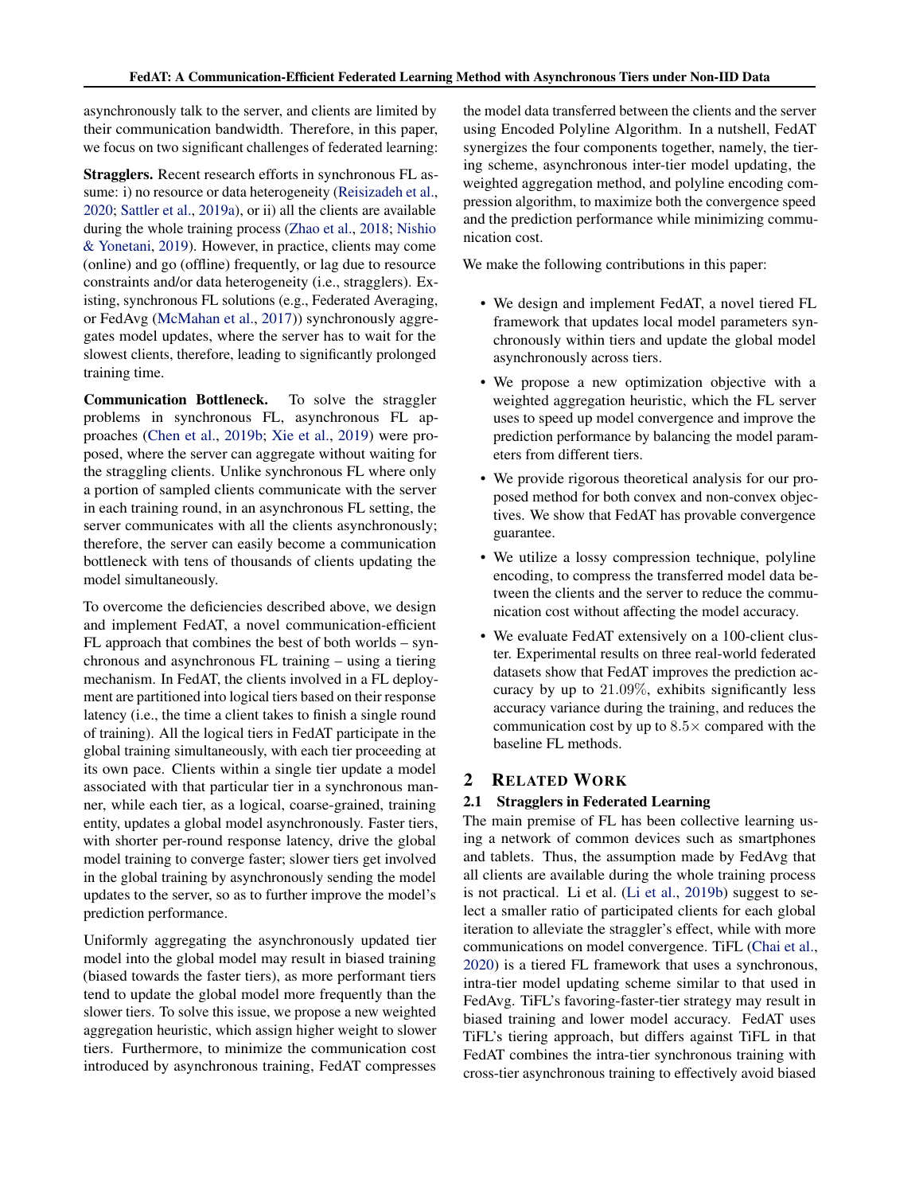asynchronously talk to the server, and clients are limited by their communication bandwidth. Therefore, in this paper, we focus on two significant challenges of federated learning:

**Stragglers.** Recent research efforts in synchronous FL assume: i) no resource or data heterogeneity (Reisizadeh et al., 2020; Sattler et al., 2019a), or ii) all the clients are available during the whole training process (Zhao et al., 2018; Nishio & Yonetani, 2019). However, in practice, clients may come (online) and go (offline) frequently, or lag due to resource constraints and/or data heterogeneity (i.e., stragglers). Existing, synchronous FL solutions (e.g., Federated Averaging, or FedAvg (McMahan et al., 2017)) synchronously aggregates model updates, where the server has to wait for the slowest clients, therefore, leading to significantly prolonged training time.

**Communication Bottleneck.** To solve the straggler problems in synchronous FL, asynchronous FL approaches (Chen et al., 2019b; Xie et al., 2019) were proposed, where the server can aggregate without waiting for the straggling clients. Unlike synchronous FL where only a portion of sampled clients communicate with the server in each training round, in an asynchronous FL setting, the server communicates with all the clients asynchronously; therefore, the server can easily become a communication bottleneck with tens of thousands of clients updating the model simultaneously.

To overcome the deficiencies described above, we design and implement FedAT, a novel communication-efficient FL approach that combines the best of both worlds – synchronous and asynchronous FL training – using a tiering mechanism. In FedAT, the clients involved in a FL deployment are partitioned into logical tiers based on their response latency (i.e., the time a client takes to finish a single round of training). All the logical tiers in FedAT participate in the global training simultaneously, with each tier proceeding at its own pace. Clients within a single tier update a model associated with that particular tier in a synchronous manner, while each tier, as a logical, coarse-grained, training entity, updates a global model asynchronously. Faster tiers, with shorter per-round response latency, drive the global model training to converge faster; slower tiers get involved in the global training by asynchronously sending the model updates to the server, so as to further improve the model's prediction performance.

Uniformly aggregating the asynchronously updated tier model into the global model may result in biased training (biased towards the faster tiers), as more performant tiers tend to update the global model more frequently than the slower tiers. To solve this issue, we propose a new weighted aggregation heuristic, which assign higher weight to slower tiers. Furthermore, to minimize the communication cost introduced by asynchronous training, FedAT compresses the model data transferred between the clients and the server using Encoded Polyline Algorithm. In a nutshell, FedAT synergizes the four components together, namely, the tiering scheme, asynchronous inter-tier model updating, the weighted aggregation method, and polyline encoding compression algorithm, to maximize both the convergence speed and the prediction performance while minimizing communication cost.

We make the following contributions in this paper:

- We design and implement FedAT, a novel tiered FL framework that updates local model parameters synchronously within tiers and update the global model asynchronously across tiers.
- We propose a new optimization objective with a weighted aggregation heuristic, which the FL server uses to speed up model convergence and improve the prediction performance by balancing the model parameters from different tiers.
- We provide rigorous theoretical analysis for our proposed method for both convex and non-convex objectives. We show that FedAT has provable convergence guarantee.
- We utilize a lossy compression technique, polyline encoding, to compress the transferred model data between the clients and the server to reduce the communication cost without affecting the model accuracy.
- We evaluate FedAT extensively on a 100-client cluster. Experimental results on three real-world federated datasets show that FedAT improves the prediction accuracy by up to $21.09\%$, exhibits significantly less accuracy variance during the training, and reduces the communication cost by up to $8.5\times$ compared with the baseline FL methods.

## 2 RELATED WORK

### 2.1 Stragglers in Federated Learning

The main premise of FL has been collective learning using a network of common devices such as smartphones and tablets. Thus, the assumption made by FedAvg that all clients are available during the whole training process is not practical. Li et al. (Li et al., 2019b) suggest to select a smaller ratio of participated clients for each global iteration to alleviate the straggler's effect, while with more communications on model convergence. TiFL (Chai et al., 2020) is a tiered FL framework that uses a synchronous, intra-tier model updating scheme similar to that used in FedAvg. TiFL's favoring-faster-tier strategy may result in biased training and lower model accuracy. FedAT uses TiFL's tiering approach, but differs against TiFL in that FedAT combines the intra-tier synchronous training with cross-tier asynchronous training to effectively avoid biased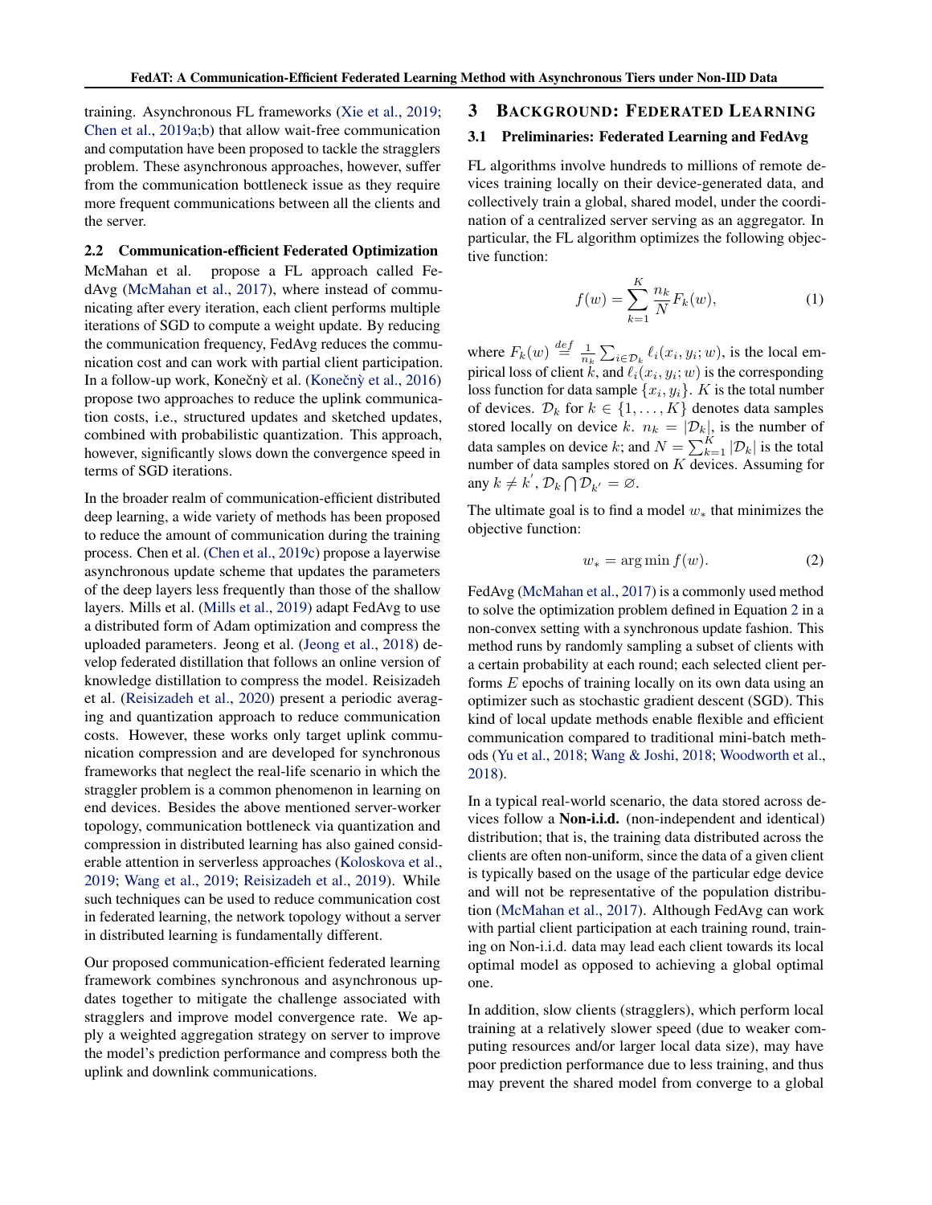training. Asynchronous FL frameworks (Xie et al., 2019; Chen et al., 2019a;b) that allow wait-free communication and computation have been proposed to tackle the stragglers problem. These asynchronous approaches, however, suffer from the communication bottleneck issue as they require more frequent communications between all the clients and the server.

### 2.2 Communication-efficient Federated Optimization

McMahan et al. propose a FL approach called FedAvg (McMahan et al., 2017), where instead of communicating after every iteration, each client performs multiple iterations of SGD to compute a weight update. By reducing the communication frequency, FedAvg reduces the communication cost and can work with partial client participation. In a follow-up work, Konečný et al. (Konečný et al., 2016) propose two approaches to reduce the uplink communication costs, i.e., structured updates and sketched updates, combined with probabilistic quantization. This approach, however, significantly slows down the convergence speed in terms of SGD iterations.

In the broader realm of communication-efficient distributed deep learning, a wide variety of methods has been proposed to reduce the amount of communication during the training process. Chen et al. (Chen et al., 2019c) propose a layerwise asynchronous update scheme that updates the parameters of the deep layers less frequently than those of the shallow layers. Mills et al. (Mills et al., 2019) adapt FedAvg to use a distributed form of Adam optimization and compress the uploaded parameters. Jeong et al. (Jeong et al., 2018) develop federated distillation that follows an online version of knowledge distillation to compress the model. Reisizadeh et al. (Reisizadeh et al., 2020) present a periodic averaging and quantization approach to reduce communication costs. However, these works only target uplink communication compression and are developed for synchronous frameworks that neglect the real-life scenario in which the straggler problem is a common phenomenon in learning on end devices. Besides the above mentioned server-worker topology, communication bottleneck via quantization and compression in distributed learning has also gained considerable attention in serverless approaches (Koloskova et al., 2019; Wang et al., 2019; Reisizadeh et al., 2019). While such techniques can be used to reduce communication cost in federated learning, the network topology without a server in distributed learning is fundamentally different.

Our proposed communication-efficient federated learning framework combines synchronous and asynchronous updates together to mitigate the challenge associated with stragglers and improve model convergence rate. We apply a weighted aggregation strategy on server to improve the model's prediction performance and compress both the uplink and downlink communications.

## 3 Background: Federated Learning

### 3.1 Preliminaries: Federated Learning and FedAvg

FL algorithms involve hundreds to millions of remote devices training locally on their device-generated data, and collectively train a global, shared model, under the coordination of a centralized server serving as an aggregator. In particular, the FL algorithm optimizes the following objective function:

$$f(w) = \sum_{k=1}^{K} \frac{n_k}{N} F_k(w), \tag{1}$$

where $F_k(w) \stackrel{def}{=} \frac{1}{n_k} \sum_{i \in \mathcal{D}_k} \ell_i(x_i, y_i; w)$, is the local empirical loss of client $k$, and $\ell_i(x_i, y_i; w)$ is the corresponding loss function for data sample $\{x_i, y_i\}$. $K$ is the total number of devices. $\mathcal{D}_k$ for $k \in \{1, \ldots, K\}$ denotes data samples stored locally on device $k$. $n_k = |\mathcal{D}_k|$, is the number of data samples on device $k$; and $N = \sum_{k=1}^{K} |\mathcal{D}_k|$ is the total number of data samples stored on $K$ devices. Assuming for any $k \neq k'$, $\mathcal{D}_k \bigcap \mathcal{D}_{k'} = \varnothing$.

The ultimate goal is to find a model $w_*$ that minimizes the objective function:

$$w_* = \arg\min f(w). \tag{2}$$

FedAvg (McMahan et al., 2017) is a commonly used method to solve the optimization problem defined in Equation 2 in a non-convex setting with a synchronous update fashion. This method runs by randomly sampling a subset of clients with a certain probability at each round; each selected client performs $E$ epochs of training locally on its own data using an optimizer such as stochastic gradient descent (SGD). This kind of local update methods enable flexible and efficient communication compared to traditional mini-batch methods (Yu et al., 2018; Wang & Joshi, 2018; Woodworth et al., 2018).

In a typical real-world scenario, the data stored across devices follow a **Non-i.i.d.** (non-independent and identical) distribution; that is, the training data distributed across the clients are often non-uniform, since the data of a given client is typically based on the usage of the particular edge device and will not be representative of the population distribution (McMahan et al., 2017). Although FedAvg can work with partial client participation at each training round, training on Non-i.i.d. data may lead each client towards its local optimal model as opposed to achieving a global optimal one.

In addition, slow clients (stragglers), which perform local training at a relatively slower speed (due to weaker computing resources and/or larger local data size), may have poor prediction performance due to less training, and thus may prevent the shared model from converge to a global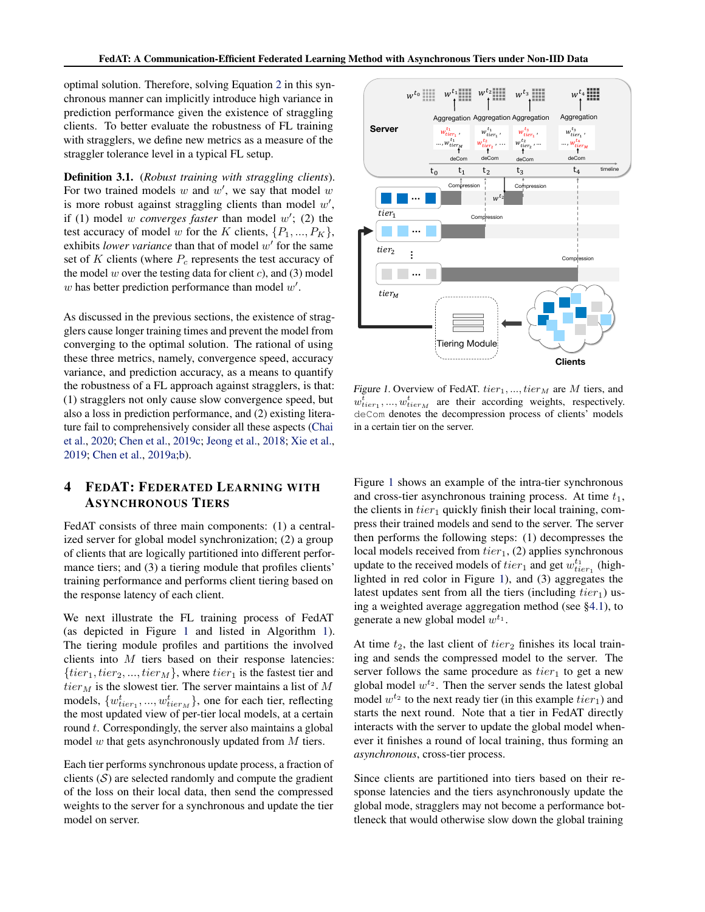optimal solution. Therefore, solving Equation 2 in this synchronous manner can implicitly introduce high variance in prediction performance given the existence of straggling clients. To better evaluate the robustness of FL training with stragglers, we define new metrics as a measure of the straggler tolerance level in a typical FL setup.

**Definition 3.1.** (*Robust training with straggling clients*). For two trained models $w$ and $w'$, we say that model $w$ is more robust against straggling clients than model $w'$, if (1) model $w$ *converges faster* than model $w'$; (2) the test accuracy of model $w$ for the $K$ clients, $\{P_1, ..., P_K\}$, exhibits *lower variance* than that of model $w'$ for the same set of $K$ clients (where $P_c$ represents the test accuracy of the model $w$ over the testing data for client $c$), and (3) model $w$ has better prediction performance than model $w'$.

As discussed in the previous sections, the existence of stragglers cause longer training times and prevent the model from converging to the optimal solution. The rational of using these three metrics, namely, convergence speed, accuracy variance, and prediction accuracy, as a means to quantify the robustness of a FL approach against stragglers, is that: (1) stragglers not only cause slow convergence speed, but also a loss in prediction performance, and (2) existing literature fail to comprehensively consider all these aspects (Chai et al., 2020; Chen et al., 2019c; Jeong et al., 2018; Xie et al., 2019; Chen et al., 2019a;b).

## 4 FedAT: Federated Learning with Asynchronous Tiers

FedAT consists of three main components: (1) a centralized server for global model synchronization; (2) a group of clients that are logically partitioned into different performance tiers; and (3) a tiering module that profiles clients' training performance and performs client tiering based on the response latency of each client.

We next illustrate the FL training process of FedAT (as depicted in Figure 1 and listed in Algorithm 1). The tiering module profiles and partitions the involved clients into $M$ tiers based on their response latencies: $\{tier_1, tier_2, ..., tier_M\}$, where $tier_1$ is the fastest tier and $tier_M$ is the slowest tier. The server maintains a list of $M$ models, $\{w^t_{tier_1}, ..., w^t_{tier_M}\}$, one for each tier, reflecting the most updated view of per-tier local models, at a certain round $t$. Correspondingly, the server also maintains a global model $w$ that gets asynchronously updated from $M$ tiers.

Each tier performs synchronous update process, a fraction of clients ($\mathcal{S}$) are selected randomly and compute the gradient of the loss on their local data, then send the compressed weights to the server for a synchronous and update the tier model on server.

Figure 1. Overview of FedAT. $tier_1, ..., tier_M$ are $M$ tiers, and $w^t_{tier_1}, ..., w^t_{tier_M}$ are their according weights, respectively. deCom denotes the decompression process of clients' models in a certain tier on the server.

Figure 1 shows an example of the intra-tier synchronous and cross-tier asynchronous training process. At time $t_1$, the clients in $tier_1$ quickly finish their local training, compress their trained models and send to the server. The server then performs the following steps: (1) decompresses the local models received from $tier_1$, (2) applies synchronous update to the received models of $tier_1$ and get $w^{t_1}_{tier_1}$ (highlighted in red color in Figure 1), and (3) aggregates the latest updates sent from all the tiers (including $tier_1$) using a weighted average aggregation method (see §4.1), to generate a new global model $w^{t_1}$.

At time $t_2$, the last client of $tier_2$ finishes its local training and sends the compressed model to the server. The server follows the same procedure as $tier_1$ to get a new global model $w^{t_2}$. Then the server sends the latest global model $w^{t_2}$ to the next ready tier (in this example $tier_1$) and starts the next round. Note that a tier in FedAT directly interacts with the server to update the global model whenever it finishes a round of local training, thus forming an *asynchronous*, cross-tier process.

Since clients are partitioned into tiers based on their response latencies and the tiers asynchronously update the global mode, stragglers may not become a performance bottleneck that would otherwise slow down the global training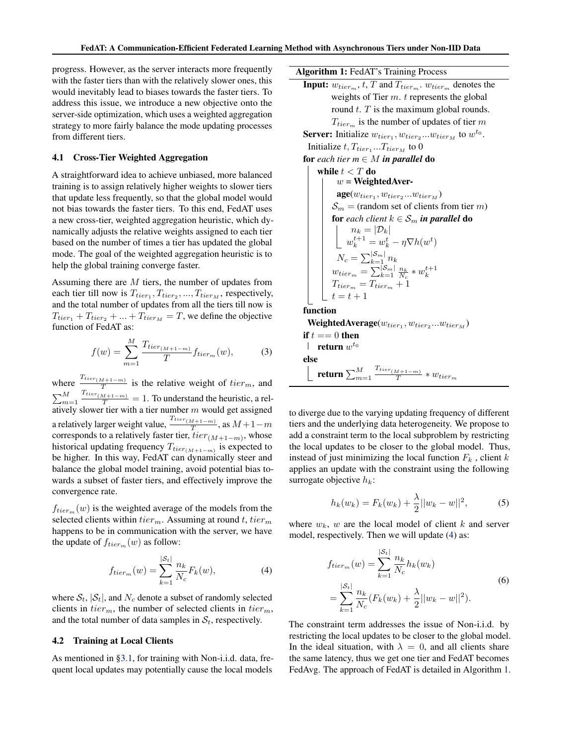progress. However, as the server interacts more frequently with the faster tiers than with the relatively slower ones, this would inevitably lead to biases towards the faster tiers. To address this issue, we introduce a new objective onto the server-side optimization, which uses a weighted aggregation strategy to more fairly balance the mode updating processes from different tiers.

### 4.1 Cross-Tier Weighted Aggregation

A straightforward idea to achieve unbiased, more balanced training is to assign relatively higher weights to slower tiers that update less frequently, so that the global model would not bias towards the faster tiers. To this end, FedAT uses a new cross-tier, weighted aggregation heuristic, which dynamically adjusts the relative weights assigned to each tier based on the number of times a tier has updated the global mode. The goal of the weighted aggregation heuristic is to help the global training converge faster.

Assuming there are $M$ tiers, the number of updates from each tier till now is $T_{tier_1}, T_{tier_2}, ..., T_{tier_M}$, respectively, and the total number of updates from all the tiers till now is $T_{tier_1} + T_{tier_2} + ... + T_{tier_M} = T$, we define the objective function of FedAT as:

$$f(w) = \sum_{m=1}^{M} \frac{T_{tier_{(M+1-m)}}}{T} f_{tier_m}(w), \tag{3}$$

where $\frac{T_{tier_{(M+1-m)}}}{T}$ is the relative weight of $tier_m$, and $\sum_{m=1}^{M} \frac{T_{tier_{(M+1-m)}}}{T} = 1$. To understand the heuristic, a relatively slower tier with a tier number $m$ would get assigned a relatively larger weight value, $\frac{T_{tier_{(M+1-m)}}}{T}$, as $M+1-m$ corresponds to a relatively faster tier, $tier_{(M+1-m)}$, whose historical updating frequency $T_{tier_{(M+1-m)}}$ is expected to be higher. In this way, FedAT can dynamically steer and balance the global model training, avoid potential bias towards a subset of faster tiers, and effectively improve the convergence rate.

$f_{tier_m}(w)$ is the weighted average of the models from the selected clients within $tier_m$. Assuming at round $t$, $tier_m$ happens to be in communication with the server, we have the update of $f_{tier_m}(w)$ as follow:

$$f_{tier_m}(w) = \sum_{k=1}^{|\mathcal{S}_t|} \frac{n_k}{N_c} F_k(w), \tag{4}$$

where $\mathcal{S}_t$, $|\mathcal{S}_t|$, and $N_c$ denote a subset of randomly selected clients in $tier_m$, the number of selected clients in $tier_m$, and the total number of data samples in $\mathcal{S}_t$, respectively.

### 4.2 Training at Local Clients

As mentioned in §3.1, for training with Non-i.i.d. data, frequent local updates may potentially cause the local models to diverge due to the varying updating frequency of different tiers and the underlying data heterogeneity. We propose to add a constraint term to the local subproblem by restricting the local updates to be closer to the global model. Thus, instead of just minimizing the local function $F_k$ , client $k$ applies an update with the constraint using the following surrogate objective $h_k$:

$$h_k(w_k) = F_k(w_k) + \frac{\lambda}{2}||w_k - w||^2, \tag{5}$$

where $w_k$, $w$ are the local model of client $k$ and server model, respectively. Then we will update (4) as:

$$\begin{aligned} f_{tier_m}(w) &= \sum_{k=1}^{|\mathcal{S}_t|} \frac{n_k}{N_c} h_k(w_k) \\ &= \sum_{k=1}^{|\mathcal{S}_t|} \frac{n_k}{N_c} (F_k(w_k) + \frac{\lambda}{2}||w_k - w||^2). \end{aligned} \tag{6}$$

The constraint term addresses the issue of Non-i.i.d. by restricting the local updates to be closer to the global model. In the ideal situation, with $\lambda = 0$, and all clients share the same latency, thus we get one tier and FedAT becomes FedAvg. The approach of FedAT is detailed in Algorithm 1.

**Algorithm 1:** FedAT's Training Process

```
Input: w_{tier_m}, t, T and T_{tier_m}. w_{tier_m} denotes the
       weights of Tier m. t represents the global
       round t. T is the maximum global rounds.
       T_{tier_m} is the number of updates of tier m
Server: Initialize w_{tier_1}, w_{tier_2}...w_{tier_M} to w^{t_0}.
  Initialize t, T_{tier_1}...T_{tier_M} to 0
for each tier m ∈ M in parallel do
    while t < T do
        w = WeightedAverage(w_{tier_1}, w_{tier_2}...w_{tier_M})
        S_m = (random set of clients from tier m)
        for each client k ∈ S_m in parallel do
            n_k = |D_k|
            w_k^{t+1} = w_k^t − η∇h(w^t)
        N_c = Σ_{k=1}^{|S_m|} n_k
        w_{tier_m} = Σ_{k=1}^{|S_m|} (n_k / N_c) * w_k^{t+1}
        T_{tier_m} = T_{tier_m} + 1
        t = t + 1
function
  WeightedAverage(w_{tier_1}, w_{tier_2}...w_{tier_M})
if t == 0 then
    return w^{t_0}
else
    return Σ_{m=1}^{M} (T_{tier_(M+1−m)} / T) * w_{tier_m}
```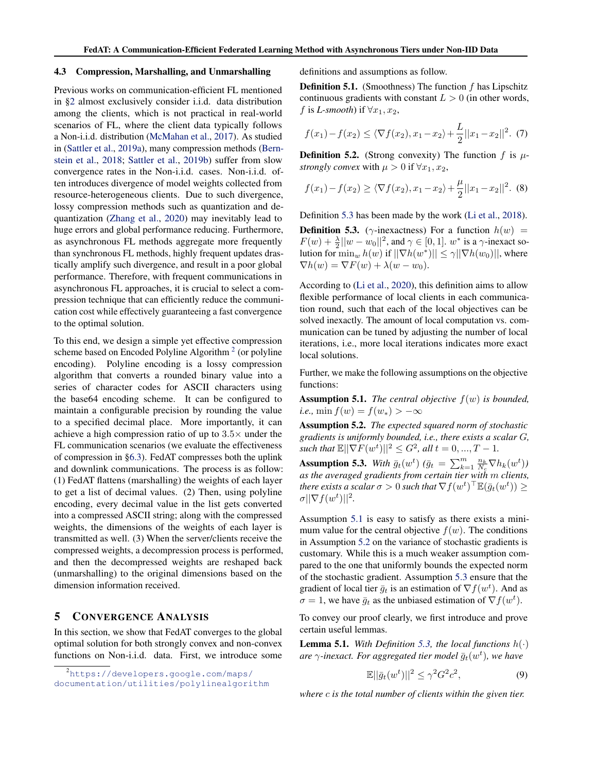### 4.3 Compression, Marshalling, and Unmarshalling

Previous works on communication-efficient FL mentioned in §2 almost exclusively consider i.i.d. data distribution among the clients, which is not practical in real-world scenarios of FL, where the client data typically follows a Non-i.i.d. distribution (McMahan et al., 2017). As studied in (Sattler et al., 2019a), many compression methods (Bernstein et al., 2018; Sattler et al., 2019b) suffer from slow convergence rates in the Non-i.i.d. cases. Non-i.i.d. often introduces divergence of model weights collected from resource-heterogeneous clients. Due to such divergence, lossy compression methods such as quantization and dequantization (Zhang et al., 2020) may inevitably lead to huge errors and global performance reducing. Furthermore, as asynchronous FL methods aggregate more frequently than synchronous FL methods, highly frequent updates drastically amplify such divergence, and result in a poor global performance. Therefore, with frequent communications in asynchronous FL approaches, it is crucial to select a compression technique that can efficiently reduce the communication cost while effectively guaranteeing a fast convergence to the optimal solution.

To this end, we design a simple yet effective compression scheme based on Encoded Polyline Algorithm [2] (or polyline encoding). Polyline encoding is a lossy compression algorithm that converts a rounded binary value into a series of character codes for ASCII characters using the base64 encoding scheme. It can be configured to maintain a configurable precision by rounding the value to a specified decimal place. More importantly, it can achieve a high compression ratio of up to $3.5\times$ under the FL communication scenarios (we evaluate the effectiveness of compression in §6.3). FedAT compresses both the uplink and downlink communications. The process is as follow: (1) FedAT flattens (marshalling) the weights of each layer to get a list of decimal values. (2) Then, using polyline encoding, every decimal value in the list gets converted into a compressed ASCII string; along with the compressed weights, the dimensions of the weights of each layer is transmitted as well. (3) When the server/clients receive the compressed weights, a decompression process is performed, and then the decompressed weights are reshaped back (unmarshalling) to the original dimensions based on the dimension information received.

[2] https://developers.google.com/maps/documentation/utilities/polylinealgorithm

## 5 Convergence Analysis

In this section, we show that FedAT converges to the global optimal solution for both strongly convex and non-convex functions on Non-i.i.d. data. First, we introduce some definitions and assumptions as follow.

**Definition 5.1.** (Smoothness) The function $f$ has Lipschitz continuous gradients with constant $L > 0$ (in other words, $f$ is *L-smooth*) if $\forall x_1, x_2$,

$$f(x_1) - f(x_2) \leq \langle \nabla f(x_2), x_1 - x_2 \rangle + \frac{L}{2}||x_1 - x_2||^2. \quad (7)$$

**Definition 5.2.** (Strong convexity) The function $f$ is *$\mu$-strongly convex* with $\mu > 0$ if $\forall x_1, x_2$,

$$f(x_1) - f(x_2) \geq \langle \nabla f(x_2), x_1 - x_2 \rangle + \frac{\mu}{2}||x_1 - x_2||^2. \quad (8)$$

Definition 5.3 has been made by the work (Li et al., 2018).

**Definition 5.3.** ($\gamma$-inexactness) For a function $h(w) = F(w) + \frac{\lambda}{2}||w - w_0||^2$, and $\gamma \in [0, 1]$. $w^*$ is a $\gamma$-inexact solution for $\min_w h(w)$ if $||\nabla h(w^*)|| \leq \gamma ||\nabla h(w_0)||$, where $\nabla h(w) = \nabla F(w) + \lambda(w - w_0)$.

According to (Li et al., 2020), this definition aims to allow flexible performance of local clients in each communication round, such that each of the local objectives can be solved inexactly. The amount of local computation vs. communication can be tuned by adjusting the number of local iterations, i.e., more local iterations indicates more exact local solutions.

Further, we make the following assumptions on the objective functions:

**Assumption 5.1.** *The central objective $f(w)$ is bounded, i.e.,* $\min f(w) = f(w_*) > -\infty$

**Assumption 5.2.** *The expected squared norm of stochastic gradients is uniformly bounded, i.e., there exists a scalar $G$, such that $\mathbb{E}||\nabla F(w^t)||^2 \leq G^2$, all $t = 0, ..., T-1$.*

**Assumption 5.3.** *With $\bar{g}_t(w^t)$ ($\bar{g}_t = \sum_{k=1}^{m} \frac{n_k}{N_c} \nabla h_k(w^t)$) as the averaged gradients from certain tier with $m$ clients, there exists a scalar $\sigma > 0$ such that $\nabla f(w^t)^\top \mathbb{E}(\bar{g}_t(w^t)) \geq \sigma ||\nabla f(w^t)||^2$.*

Assumption 5.1 is easy to satisfy as there exists a minimum value for the central objective $f(w)$. The conditions in Assumption 5.2 on the variance of stochastic gradients is customary. While this is a much weaker assumption compared to the one that uniformly bounds the expected norm of the stochastic gradient. Assumption 5.3 ensure that the gradient of local tier $\bar{g}_t$ is an estimation of $\nabla f(w^t)$. And as $\sigma = 1$, we have $\bar{g}_t$ as the unbiased estimation of $\nabla f(w^t)$.

To convey our proof clearly, we first introduce and prove certain useful lemmas.

**Lemma 5.1.** *With Definition 5.3, the local functions $h(\cdot)$ are $\gamma$-inexact. For aggregated tier model $\bar{g}_t(w^t)$, we have*

$$\mathbb{E}||\bar{g}_t(w^t)||^2 \leq \gamma^2 G^2 c^2, \quad (9)$$

*where $c$ is the total number of clients within the given tier.*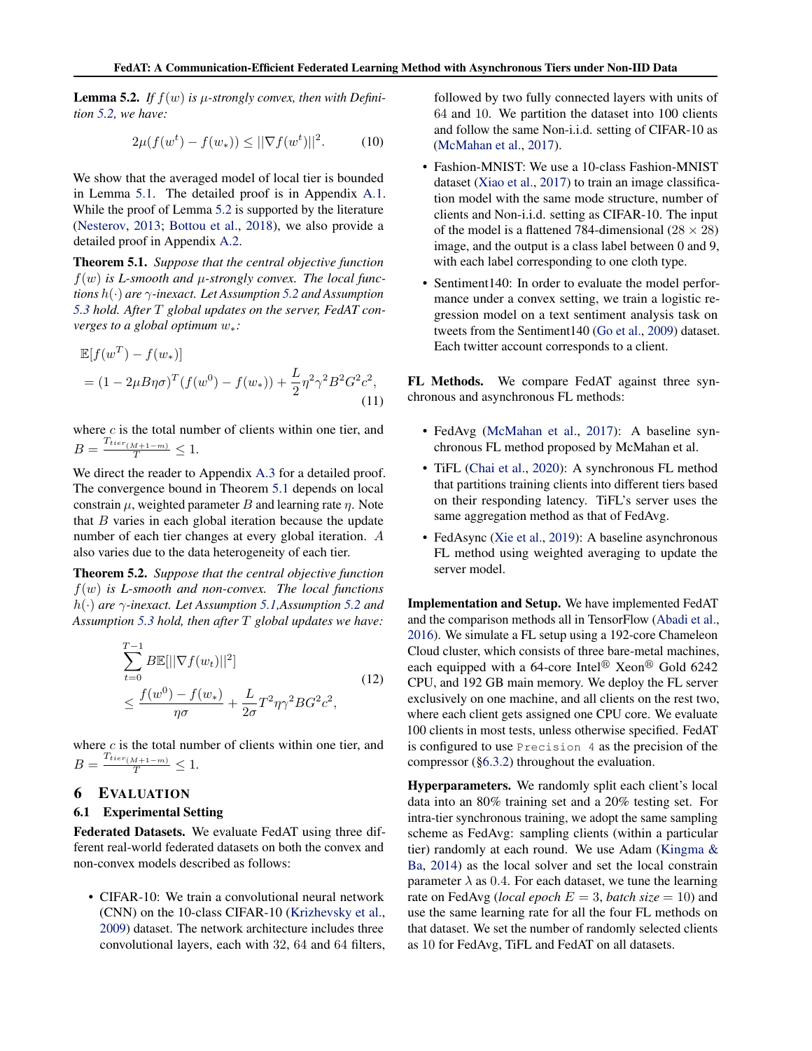**Lemma 5.2.** *If $f(w)$ is $\mu$-strongly convex, then with Definition 5.2, we have:*

$$2\mu(f(w^t) - f(w_*)) \leq ||\nabla f(w^t)||^2. \tag{10}$$

We show that the averaged model of local tier is bounded in Lemma 5.1. The detailed proof is in Appendix A.1. While the proof of Lemma 5.2 is supported by the literature (Nesterov, 2013; Bottou et al., 2018), we also provide a detailed proof in Appendix A.2.

**Theorem 5.1.** *Suppose that the central objective function $f(w)$ is L-smooth and $\mu$-strongly convex. The local functions $h(\cdot)$ are $\gamma$-inexact. Let Assumption 5.2 and Assumption 5.3 hold. After $T$ global updates on the server, FedAT converges to a global optimum $w_*$:*

$$\begin{aligned}
&\mathbb{E}[f(w^T) - f(w_*)] \\
&= (1 - 2\mu B\eta\sigma)^T(f(w^0) - f(w_*)) + \frac{L}{2}\eta^2\gamma^2 B^2 G^2 c^2,
\end{aligned} \tag{11}$$

where $c$ is the total number of clients within one tier, and $B = \frac{T_{tier_{(M+1-m)}}}{T} \leq 1$.

We direct the reader to Appendix A.3 for a detailed proof. The convergence bound in Theorem 5.1 depends on local constrain $\mu$, weighted parameter $B$ and learning rate $\eta$. Note that $B$ varies in each global iteration because the update number of each tier changes at every global iteration. $A$ also varies due to the data heterogeneity of each tier.

**Theorem 5.2.** *Suppose that the central objective function $f(w)$ is L-smooth and non-convex. The local functions $h(\cdot)$ are $\gamma$-inexact. Let Assumption 5.1, Assumption 5.2 and Assumption 5.3 hold, then after $T$ global updates we have:*

$$\begin{aligned}
&\sum_{t=0}^{T-1} B\mathbb{E}[||\nabla f(w_t)||^2] \\
&\leq \frac{f(w^0) - f(w_*)}{\eta\sigma} + \frac{L}{2\sigma}T^2\eta\gamma^2 BG^2c^2,
\end{aligned} \tag{12}$$

where $c$ is the total number of clients within one tier, and $B = \frac{T_{tier_{(M+1-m)}}}{T} \leq 1$.

# 6 Evaluation

## 6.1 Experimental Setting

**Federated Datasets.** We evaluate FedAT using three different real-world federated datasets on both the convex and non-convex models described as follows:

- CIFAR-10: We train a convolutional neural network (CNN) on the 10-class CIFAR-10 (Krizhevsky et al., 2009) dataset. The network architecture includes three convolutional layers, each with 32, 64 and 64 filters, followed by two fully connected layers with units of 64 and 10. We partition the dataset into 100 clients and follow the same Non-i.i.d. setting of CIFAR-10 as (McMahan et al., 2017).
- Fashion-MNIST: We use a 10-class Fashion-MNIST dataset (Xiao et al., 2017) to train an image classification model with the same mode structure, number of clients and Non-i.i.d. setting as CIFAR-10. The input of the model is a flattened 784-dimensional ($28 \times 28$) image, and the output is a class label between 0 and 9, with each label corresponding to one cloth type.
- Sentiment140: In order to evaluate the model performance under a convex setting, we train a logistic regression model on a text sentiment analysis task on tweets from the Sentiment140 (Go et al., 2009) dataset. Each twitter account corresponds to a client.

**FL Methods.** We compare FedAT against three synchronous and asynchronous FL methods:

- FedAvg (McMahan et al., 2017): A baseline synchronous FL method proposed by McMahan et al.
- TiFL (Chai et al., 2020): A synchronous FL method that partitions training clients into different tiers based on their responding latency. TiFL's server uses the same aggregation method as that of FedAvg.
- FedAsync (Xie et al., 2019): A baseline asynchronous FL method using weighted averaging to update the server model.

**Implementation and Setup.** We have implemented FedAT and the comparison methods all in TensorFlow (Abadi et al., 2016). We simulate a FL setup using a 192-core Chameleon Cloud cluster, which consists of three bare-metal machines, each equipped with a 64-core Intel® Xeon® Gold 6242 CPU, and 192 GB main memory. We deploy the FL server exclusively on one machine, and all clients on the rest two, where each client gets assigned one CPU core. We evaluate 100 clients in most tests, unless otherwise specified. FedAT is configured to use `Precision 4` as the precision of the compressor (§6.3.2) throughout the evaluation.

**Hyperparameters.** We randomly split each client's local data into an 80% training set and a 20% testing set. For intra-tier synchronous training, we adopt the same sampling scheme as FedAvg: sampling clients (within a particular tier) randomly at each round. We use Adam (Kingma & Ba, 2014) as the local solver and set the local constrain parameter $\lambda$ as 0.4. For each dataset, we tune the learning rate on FedAvg (*local epoch* $E = 3$, *batch size* $= 10$) and use the same learning rate for all the four FL methods on that dataset. We set the number of randomly selected clients as 10 for FedAvg, TiFL and FedAT on all datasets.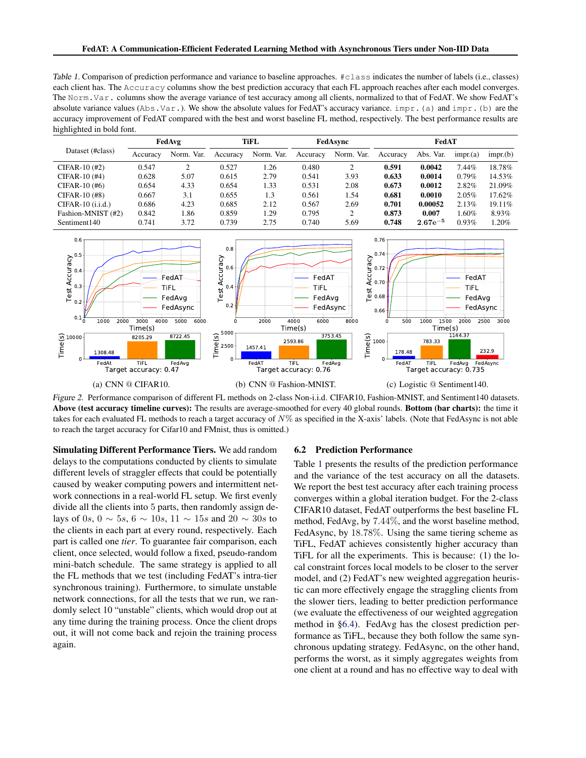Table 1. Comparison of prediction performance and variance to baseline approaches. `#class` indicates the number of labels (i.e., classes) each client has. The `Accuracy` columns show the best prediction accuracy that each FL approach reaches after each model converges. The `Norm.Var.` columns show the average variance of test accuracy among all clients, normalized to that of FedAT. We show FedAT's absolute variance values (`Abs.Var.`). We show the absolute values for FedAT's accuracy variance. `impr.(a)` and `impr.(b)` are the accuracy improvement of FedAT compared with the best and worst baseline FL method, respectively. The best performance results are highlighted in bold font.

| Dataset (#class) | FedAvg | | TiFL | | FedAsync | | FedAT | | | |
|---|---|---|---|---|---|---|---|---|---|---|
| | Accuracy | Norm. Var. | Accuracy | Norm. Var. | Accuracy | Norm. Var. | Accuracy | Abs. Var. | impr.(a) | impr.(b) |
| CIFAR-10 (#2) | 0.547 | 2 | 0.527 | 1.26 | 0.480 | 2 | **0.591** | **0.0042** | 7.44% | 18.78% |
| CIFAR-10 (#4) | 0.628 | 5.07 | 0.615 | 2.79 | 0.541 | 3.93 | **0.633** | **0.0014** | 0.79% | 14.53% |
| CIFAR-10 (#6) | 0.654 | 4.33 | 0.654 | 1.33 | 0.531 | 2.08 | **0.673** | **0.0012** | 2.82% | 21.09% |
| CIFAR-10 (#8) | 0.667 | 3.1 | 0.655 | 1.3 | 0.561 | 1.54 | **0.681** | **0.0010** | 2.05% | 17.62% |
| CIFAR-10 (i.i.d.) | 0.686 | 4.23 | 0.685 | 2.12 | 0.567 | 2.69 | **0.701** | **0.00052** | 2.13% | 19.11% |
| Fashion-MNIST (#2) | 0.842 | 1.86 | 0.859 | 1.29 | 0.795 | 2 | **0.873** | **0.007** | 1.60% | 8.93% |
| Sentiment140 | 0.741 | 3.72 | 0.739 | 2.75 | 0.740 | 5.69 | **0.748** | $\mathbf{2.67e^{-5}}$ | 0.93% | 1.20% |

(a) CNN @ CIFAR10. (b) CNN @ Fashion-MNIST. (c) Logistic @ Sentiment140.

*Figure 2.* Performance comparison of different FL methods on 2-class Non-i.i.d. CIFAR10, Fashion-MNIST, and Sentiment140 datasets. **Above (test accuracy timeline curves):** The results are average-smoothed for every 40 global rounds. **Bottom (bar charts):** the time it takes for each evaluated FL methods to reach a target accuracy of $N\%$ as specified in the X-axis' labels. (Note that FedAsync is not able to reach the target accuracy for Cifar10 and FMnist, thus is omitted.)

**Simulating Different Performance Tiers.** We add random delays to the computations conducted by clients to simulate different levels of straggler effects that could be potentially caused by weaker computing powers and intermittent network connections in a real-world FL setup. We first evenly divide all the clients into 5 parts, then randomly assign delays of $0s$, $0 \sim 5s$, $6 \sim 10s$, $11 \sim 15s$ and $20 \sim 30s$ to the clients in each part at every round, respectively. Each part is called one *tier*. To guarantee fair comparison, each client, once selected, would follow a fixed, pseudo-random mini-batch schedule. The same strategy is applied to all the FL methods that we test (including FedAT's intra-tier synchronous training). Furthermore, to simulate unstable network connections, for all the tests that we run, we randomly select 10 "unstable" clients, which would drop out at any time during the training process. Once the client drops out, it will not come back and rejoin the training process again.

## 6.2 Prediction Performance

Table 1 presents the results of the prediction performance and the variance of the test accuracy on all the datasets. We report the best test accuracy after each training process converges within a global iteration budget. For the 2-class CIFAR10 dataset, FedAT outperforms the best baseline FL method, FedAvg, by 7.44%, and the worst baseline method, FedAsync, by 18.78%. Using the same tiering scheme as TiFL, FedAT achieves consistently higher accuracy than TiFL for all the experiments. This is because: (1) the local constraint forces local models to be closer to the server model, and (2) FedAT's new weighted aggregation heuristic can more effectively engage the straggling clients from the slower tiers, leading to better prediction performance (we evaluate the effectiveness of our weighted aggregation method in §6.4). FedAvg has the closest prediction performance as TiFL, because they both follow the same synchronous updating strategy. FedAsync, on the other hand, performs the worst, as it simply aggregates weights from one client at a round and has no effective way to deal with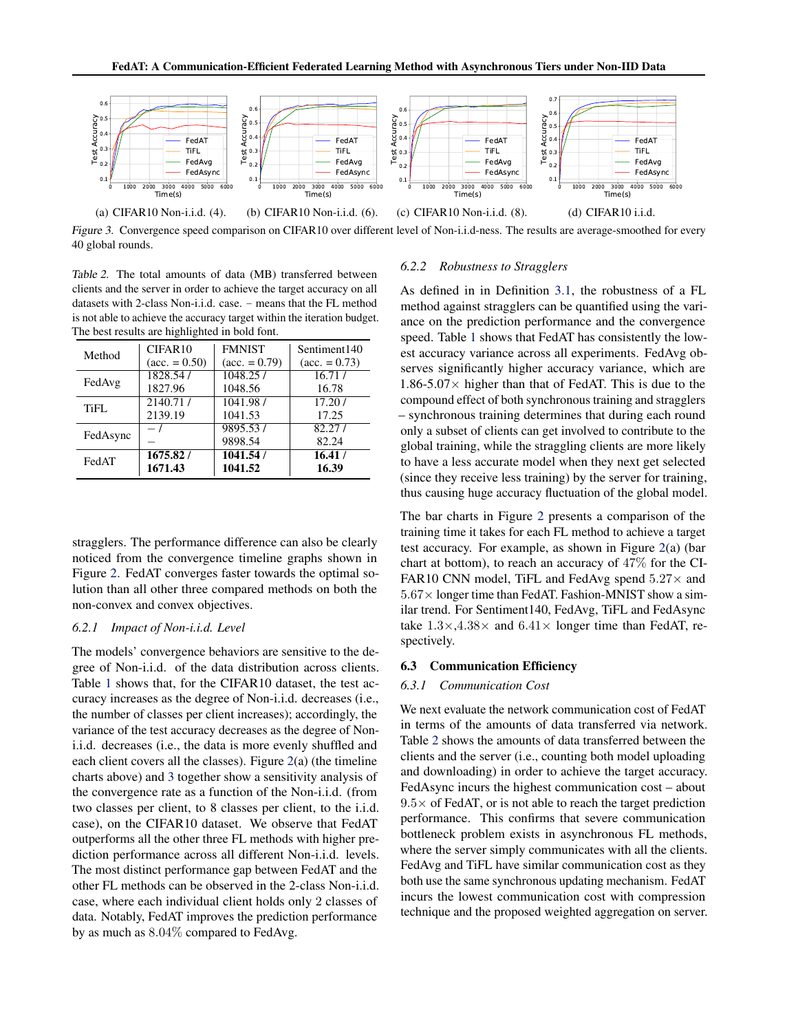(a) CIFAR10 Non-i.i.d. (4). (b) CIFAR10 Non-i.i.d. (6). (c) CIFAR10 Non-i.i.d. (8). (d) CIFAR10 i.i.d.

*Figure 3.* Convergence speed comparison on CIFAR10 over different level of Non-i.i.d-ness. The results are average-smoothed for every 40 global rounds.

*Table 2.* The total amounts of data (MB) transferred between clients and the server in order to achieve the target accuracy on all datasets with 2-class Non-i.i.d. case. – means that the FL method is not able to achieve the accuracy target within the iteration budget. The best results are highlighted in bold font.

| Method | CIFAR10 (acc. = 0.50) | FMNIST (acc. = 0.79) | Sentiment140 (acc. = 0.73) |
|---|---|---|---|
| FedAvg | 1828.54 / 1827.96 | 1048.25 / 1048.56 | 16.71 / 16.78 |
| TiFL | 2140.71 / 2139.19 | 1041.98 / 1041.53 | 17.20 / 17.25 |
| FedAsync | – / – | 9895.53 / 9898.54 | 82.27 / 82.24 |
| FedAT | **1675.82 / 1671.43** | **1041.54 / 1041.52** | **16.41 / 16.39** |

stragglers. The performance difference can also be clearly noticed from the convergence timeline graphs shown in Figure 2. FedAT converges faster towards the optimal solution than all other three compared methods on both the non-convex and convex objectives.

#### 6.2.1 Impact of Non-i.i.d. Level

The models' convergence behaviors are sensitive to the degree of Non-i.i.d. of the data distribution across clients. Table 1 shows that, for the CIFAR10 dataset, the test accuracy increases as the degree of Non-i.i.d. decreases (i.e., the number of classes per client increases); accordingly, the variance of the test accuracy decreases as the degree of Non-i.i.d. decreases (i.e., the data is more evenly shuffled and each client covers all the classes). Figure 2(a) (the timeline charts above) and 3 together show a sensitivity analysis of the convergence rate as a function of the Non-i.i.d. (from two classes per client, to 8 classes per client, to the i.i.d. case), on the CIFAR10 dataset. We observe that FedAT outperforms all the other three FL methods with higher prediction performance across all different Non-i.i.d. levels. The most distinct performance gap between FedAT and the other FL methods can be observed in the 2-class Non-i.i.d. case, where each individual client holds only 2 classes of data. Notably, FedAT improves the prediction performance by as much as $8.04\%$ compared to FedAvg.

#### 6.2.2 Robustness to Stragglers

As defined in in Definition 3.1, the robustness of a FL method against stragglers can be quantified using the variance on the prediction performance and the convergence speed. Table 1 shows that FedAT has consistently the lowest accuracy variance across all experiments. FedAvg observes significantly higher accuracy variance, which are 1.86-5.07$\times$ higher than that of FedAT. This is due to the compound effect of both synchronous training and stragglers – synchronous training determines that during each round only a subset of clients can get involved to contribute to the global training, while the straggling clients are more likely to have a less accurate model when they next get selected (since they receive less training) by the server for training, thus causing huge accuracy fluctuation of the global model.

The bar charts in Figure 2 presents a comparison of the training time it takes for each FL method to achieve a target test accuracy. For example, as shown in Figure 2(a) (bar chart at bottom), to reach an accuracy of $47\%$ for the CIFAR10 CNN model, TiFL and FedAvg spend $5.27\times$ and $5.67\times$ longer time than FedAT. Fashion-MNIST show a similar trend. For Sentiment140, FedAvg, TiFL and FedAsync take $1.3\times$,$4.38\times$ and $6.41\times$ longer time than FedAT, respectively.

### 6.3 Communication Efficiency

#### 6.3.1 Communication Cost

We next evaluate the network communication cost of FedAT in terms of the amounts of data transferred via network. Table 2 shows the amounts of data transferred between the clients and the server (i.e., counting both model uploading and downloading) in order to achieve the target accuracy. FedAsync incurs the highest communication cost – about $9.5\times$ of FedAT, or is not able to reach the target prediction performance. This confirms that severe communication bottleneck problem exists in asynchronous FL methods, where the server simply communicates with all the clients. FedAvg and TiFL have similar communication cost as they both use the same synchronous updating mechanism. FedAT incurs the lowest communication cost with compression technique and the proposed weighted aggregation on server.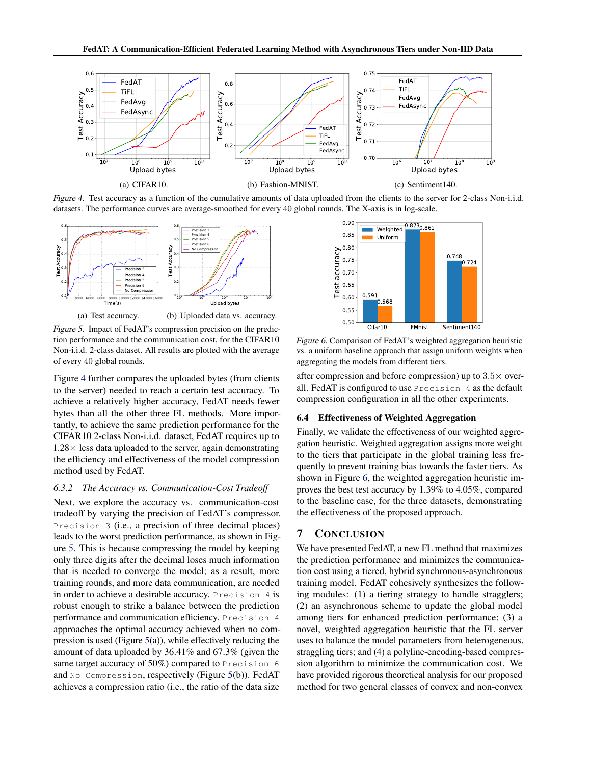(a) CIFAR10. (b) Fashion-MNIST. (c) Sentiment140.

*Figure 4.* Test accuracy as a function of the cumulative amounts of data uploaded from the clients to the server for 2-class Non-i.i.d. datasets. The performance curves are average-smoothed for every 40 global rounds. The X-axis is in log-scale.

(a) Test accuracy. (b) Uploaded data vs. accuracy.

*Figure 5.* Impact of FedAT's compression precision on the prediction performance and the communication cost, for the CIFAR10 Non-i.i.d. 2-class dataset. All results are plotted with the average of every 40 global rounds.

*Figure 6.* Comparison of FedAT's weighted aggregation heuristic vs. a uniform baseline approach that assign uniform weights when aggregating the models from different tiers.

Figure 4 further compares the uploaded bytes (from clients to the server) needed to reach a certain test accuracy. To achieve a relatively higher accuracy, FedAT needs fewer bytes than all the other three FL methods. More importantly, to achieve the same prediction performance for the CIFAR10 2-class Non-i.i.d. dataset, FedAT requires up to $1.28\times$ less data uploaded to the server, again demonstrating the efficiency and effectiveness of the model compression method used by FedAT.

#### 6.3.2 The Accuracy vs. Communication-Cost Tradeoff

Next, we explore the accuracy vs. communication-cost tradeoff by varying the precision of FedAT's compressor. `Precision 3` (i.e., a precision of three decimal places) leads to the worst prediction performance, as shown in Figure 5. This is because compressing the model by keeping only three digits after the decimal loses much information that is needed to converge the model; as a result, more training rounds, and more data communication, are needed in order to achieve a desirable accuracy. `Precision 4` is robust enough to strike a balance between the prediction performance and communication efficiency. `Precision 4` approaches the optimal accuracy achieved when no compression is used (Figure 5(a)), while effectively reducing the amount of data uploaded by 36.41% and 67.3% (given the same target accuracy of 50%) compared to `Precision 6` and `No Compression`, respectively (Figure 5(b)). FedAT achieves a compression ratio (i.e., the ratio of the data size after compression and before compression) up to $3.5\times$ overall. FedAT is configured to use `Precision 4` as the default compression configuration in all the other experiments.

### 6.4 Effectiveness of Weighted Aggregation

Finally, we validate the effectiveness of our weighted aggregation heuristic. Weighted aggregation assigns more weight to the tiers that participate in the global training less frequently to prevent training bias towards the faster tiers. As shown in Figure 6, the weighted aggregation heuristic improves the best test accuracy by 1.39% to 4.05%, compared to the baseline case, for the three datasets, demonstrating the effectiveness of the proposed approach.

## 7 Conclusion

We have presented FedAT, a new FL method that maximizes the prediction performance and minimizes the communication cost using a tiered, hybrid synchronous-asynchronous training model. FedAT cohesively synthesizes the following modules: (1) a tiering strategy to handle stragglers; (2) an asynchronous scheme to update the global model among tiers for enhanced prediction performance; (3) a novel, weighted aggregation heuristic that the FL server uses to balance the model parameters from heterogeneous, straggling tiers; and (4) a polyline-encoding-based compression algorithm to minimize the communication cost. We have provided rigorous theoretical analysis for our proposed method for two general classes of convex and non-convex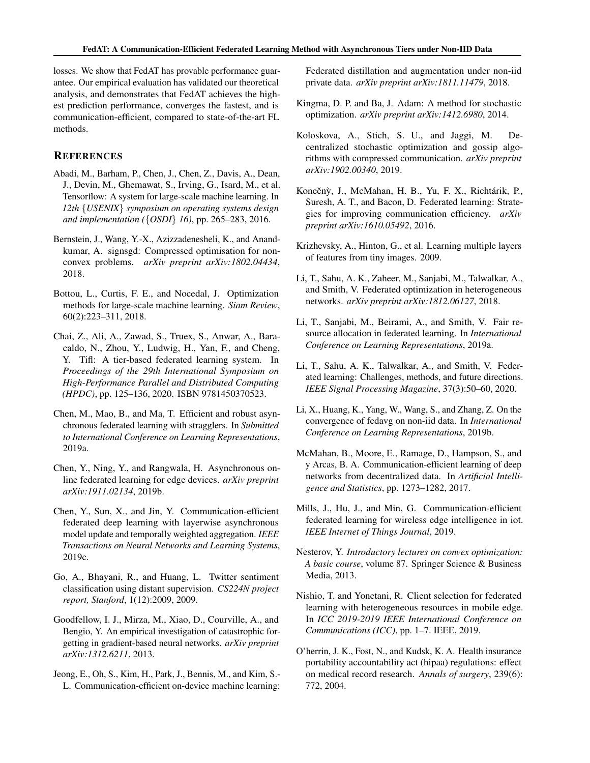losses. We show that FedAT has provable performance guarantee. Our empirical evaluation has validated our theoretical analysis, and demonstrates that FedAT achieves the highest prediction performance, converges the fastest, and is communication-efficient, compared to state-of-the-art FL methods.

## REFERENCES

Abadi, M., Barham, P., Chen, J., Chen, Z., Davis, A., Dean, J., Devin, M., Ghemawat, S., Irving, G., Isard, M., et al. Tensorflow: A system for large-scale machine learning. In *12th {USENIX} symposium on operating systems design and implementation ({OSDI} 16)*, pp. 265–283, 2016.

Bernstein, J., Wang, Y.-X., Azizzadenesheli, K., and Anandkumar, A. signsgd: Compressed optimisation for non-convex problems. *arXiv preprint arXiv:1802.04434*, 2018.

Bottou, L., Curtis, F. E., and Nocedal, J. Optimization methods for large-scale machine learning. *Siam Review*, 60(2):223–311, 2018.

Chai, Z., Ali, A., Zawad, S., Truex, S., Anwar, A., Baracaldo, N., Zhou, Y., Ludwig, H., Yan, F., and Cheng, Y. Tifl: A tier-based federated learning system. In *Proceedings of the 29th International Symposium on High-Performance Parallel and Distributed Computing (HPDC)*, pp. 125–136, 2020. ISBN 9781450370523.

Chen, M., Mao, B., and Ma, T. Efficient and robust asynchronous federated learning with stragglers. In *Submitted to International Conference on Learning Representations*, 2019a.

Chen, Y., Ning, Y., and Rangwala, H. Asynchronous online federated learning for edge devices. *arXiv preprint arXiv:1911.02134*, 2019b.

Chen, Y., Sun, X., and Jin, Y. Communication-efficient federated deep learning with layerwise asynchronous model update and temporally weighted aggregation. *IEEE Transactions on Neural Networks and Learning Systems*, 2019c.

Go, A., Bhayani, R., and Huang, L. Twitter sentiment classification using distant supervision. *CS224N project report, Stanford*, 1(12):2009, 2009.

Goodfellow, I. J., Mirza, M., Xiao, D., Courville, A., and Bengio, Y. An empirical investigation of catastrophic forgetting in gradient-based neural networks. *arXiv preprint arXiv:1312.6211*, 2013.

Jeong, E., Oh, S., Kim, H., Park, J., Bennis, M., and Kim, S.-L. Communication-efficient on-device machine learning: Federated distillation and augmentation under non-iid private data. *arXiv preprint arXiv:1811.11479*, 2018.

Kingma, D. P. and Ba, J. Adam: A method for stochastic optimization. *arXiv preprint arXiv:1412.6980*, 2014.

Koloskova, A., Stich, S. U., and Jaggi, M. Decentralized stochastic optimization and gossip algorithms with compressed communication. *arXiv preprint arXiv:1902.00340*, 2019.

Konečnỳ, J., McMahan, H. B., Yu, F. X., Richtárik, P., Suresh, A. T., and Bacon, D. Federated learning: Strategies for improving communication efficiency. *arXiv preprint arXiv:1610.05492*, 2016.

Krizhevsky, A., Hinton, G., et al. Learning multiple layers of features from tiny images. 2009.

Li, T., Sahu, A. K., Zaheer, M., Sanjabi, M., Talwalkar, A., and Smith, V. Federated optimization in heterogeneous networks. *arXiv preprint arXiv:1812.06127*, 2018.

Li, T., Sanjabi, M., Beirami, A., and Smith, V. Fair resource allocation in federated learning. In *International Conference on Learning Representations*, 2019a.

Li, T., Sahu, A. K., Talwalkar, A., and Smith, V. Federated learning: Challenges, methods, and future directions. *IEEE Signal Processing Magazine*, 37(3):50–60, 2020.

Li, X., Huang, K., Yang, W., Wang, S., and Zhang, Z. On the convergence of fedavg on non-iid data. In *International Conference on Learning Representations*, 2019b.

McMahan, B., Moore, E., Ramage, D., Hampson, S., and y Arcas, B. A. Communication-efficient learning of deep networks from decentralized data. In *Artificial Intelligence and Statistics*, pp. 1273–1282, 2017.

Mills, J., Hu, J., and Min, G. Communication-efficient federated learning for wireless edge intelligence in iot. *IEEE Internet of Things Journal*, 2019.

Nesterov, Y. *Introductory lectures on convex optimization: A basic course*, volume 87. Springer Science & Business Media, 2013.

Nishio, T. and Yonetani, R. Client selection for federated learning with heterogeneous resources in mobile edge. In *ICC 2019-2019 IEEE International Conference on Communications (ICC)*, pp. 1–7. IEEE, 2019.

O'herrin, J. K., Fost, N., and Kudsk, K. A. Health insurance portability accountability act (hipaa) regulations: effect on medical record research. *Annals of surgery*, 239(6): 772, 2004.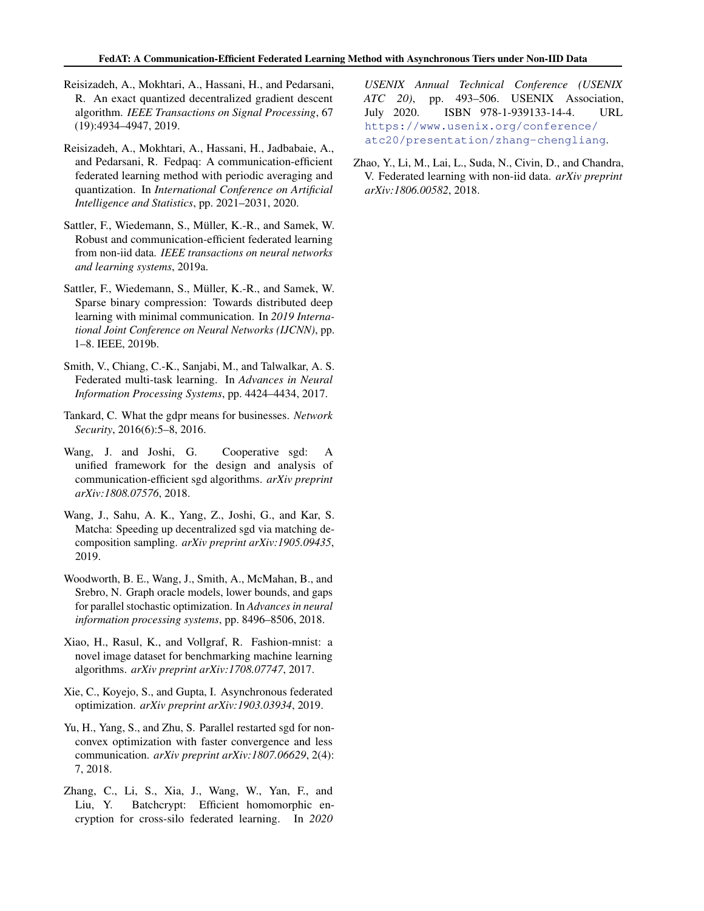Reisizadeh, A., Mokhtari, A., Hassani, H., and Pedarsani, R. An exact quantized decentralized gradient descent algorithm. *IEEE Transactions on Signal Processing*, 67 (19):4934–4947, 2019.

Reisizadeh, A., Mokhtari, A., Hassani, H., Jadbabaie, A., and Pedarsani, R. Fedpaq: A communication-efficient federated learning method with periodic averaging and quantization. In *International Conference on Artificial Intelligence and Statistics*, pp. 2021–2031, 2020.

Sattler, F., Wiedemann, S., Müller, K.-R., and Samek, W. Robust and communication-efficient federated learning from non-iid data. *IEEE transactions on neural networks and learning systems*, 2019a.

Sattler, F., Wiedemann, S., Müller, K.-R., and Samek, W. Sparse binary compression: Towards distributed deep learning with minimal communication. In *2019 International Joint Conference on Neural Networks (IJCNN)*, pp. 1–8. IEEE, 2019b.

Smith, V., Chiang, C.-K., Sanjabi, M., and Talwalkar, A. S. Federated multi-task learning. In *Advances in Neural Information Processing Systems*, pp. 4424–4434, 2017.

Tankard, C. What the gdpr means for businesses. *Network Security*, 2016(6):5–8, 2016.

Wang, J. and Joshi, G. Cooperative sgd: A unified framework for the design and analysis of communication-efficient sgd algorithms. *arXiv preprint arXiv:1808.07576*, 2018.

Wang, J., Sahu, A. K., Yang, Z., Joshi, G., and Kar, S. Matcha: Speeding up decentralized sgd via matching decomposition sampling. *arXiv preprint arXiv:1905.09435*, 2019.

Woodworth, B. E., Wang, J., Smith, A., McMahan, B., and Srebro, N. Graph oracle models, lower bounds, and gaps for parallel stochastic optimization. In *Advances in neural information processing systems*, pp. 8496–8506, 2018.

Xiao, H., Rasul, K., and Vollgraf, R. Fashion-mnist: a novel image dataset for benchmarking machine learning algorithms. *arXiv preprint arXiv:1708.07747*, 2017.

Xie, C., Koyejo, S., and Gupta, I. Asynchronous federated optimization. *arXiv preprint arXiv:1903.03934*, 2019.

Yu, H., Yang, S., and Zhu, S. Parallel restarted sgd for non-convex optimization with faster convergence and less communication. *arXiv preprint arXiv:1807.06629*, 2(4): 7, 2018.

Zhang, C., Li, S., Xia, J., Wang, W., Yan, F., and Liu, Y. Batchcrypt: Efficient homomorphic encryption for cross-silo federated learning. In *2020 USENIX Annual Technical Conference (USENIX ATC 20)*, pp. 493–506. USENIX Association, July 2020. ISBN 978-1-939133-14-4. URL https://www.usenix.org/conference/atc20/presentation/zhang-chengliang.

Zhao, Y., Li, M., Lai, L., Suda, N., Civin, D., and Chandra, V. Federated learning with non-iid data. *arXiv preprint arXiv:1806.00582*, 2018.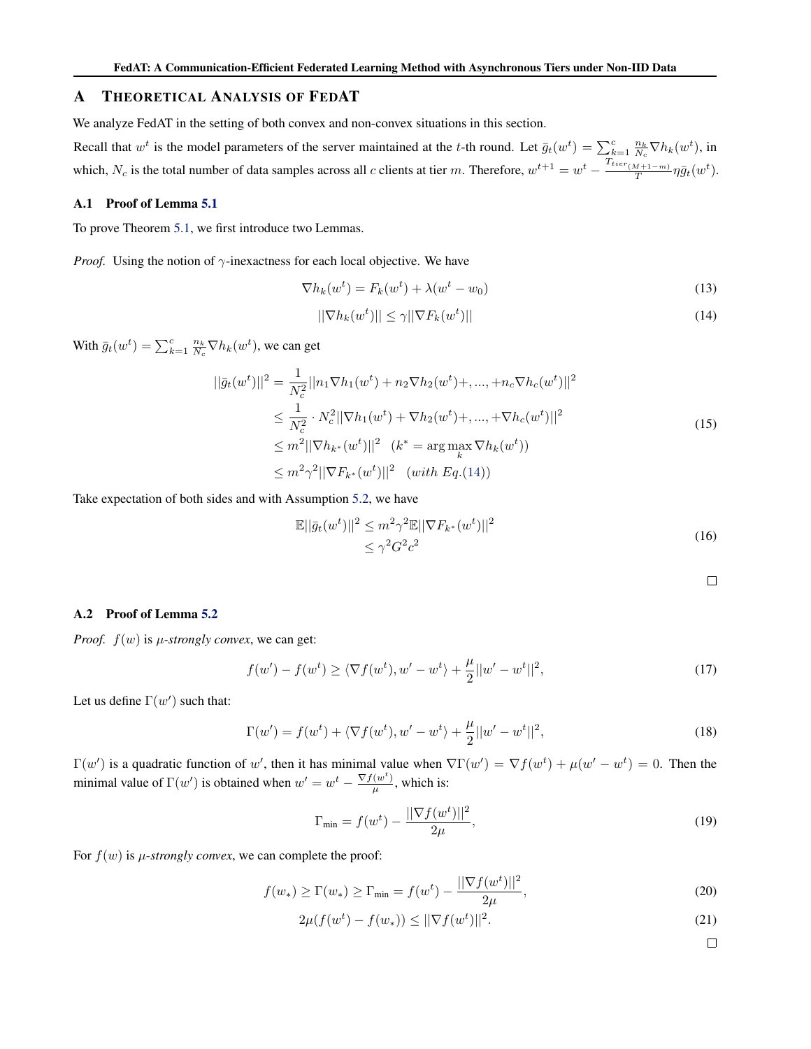## A Theoretical Analysis of FedAT

We analyze FedAT in the setting of both convex and non-convex situations in this section.

Recall that $w^t$ is the model parameters of the server maintained at the $t$-th round. Let $\bar{g}_t(w^t) = \sum_{k=1}^{c} \frac{n_k}{N_c} \nabla h_k(w^t)$, in which, $N_c$ is the total number of data samples across all $c$ clients at tier $m$. Therefore, $w^{t+1} = w^t - \frac{T_{tier_{(M+1-m)}}}{T} \eta \bar{g}_t(w^t)$.

### A.1 Proof of Lemma 5.1

To prove Theorem 5.1, we first introduce two Lemmas.

*Proof.* Using the notion of $\gamma$-inexactness for each local objective. We have

$$\nabla h_k(w^t) = F_k(w^t) + \lambda(w^t - w_0) \tag{13}$$

$$||\nabla h_k(w^t)|| \leq \gamma ||\nabla F_k(w^t)|| \tag{14}$$

With $\bar{g}_t(w^t) = \sum_{k=1}^{c} \frac{n_k}{N_c} \nabla h_k(w^t)$, we can get

$$\begin{aligned}
||\bar{g}_t(w^t)||^2 &= \frac{1}{N_c^2} ||n_1 \nabla h_1(w^t) + n_2 \nabla h_2(w^t) +, ..., + n_c \nabla h_c(w^t)||^2 \\
&\leq \frac{1}{N_c^2} \cdot N_c^2 ||\nabla h_1(w^t) + \nabla h_2(w^t) +, ..., + \nabla h_c(w^t)||^2 \\
&\leq m^2 ||\nabla h_{k^*}(w^t)||^2 \quad (k^* = \arg\max_k \nabla h_k(w^t)) \\
&\leq m^2 \gamma^2 ||\nabla F_{k^*}(w^t)||^2 \quad (with\ Eq.(14))
\end{aligned} \tag{15}$$

Take expectation of both sides and with Assumption 5.2, we have

$$\begin{aligned}
\mathbb{E}||\bar{g}_t(w^t)||^2 &\leq m^2 \gamma^2 \mathbb{E}||\nabla F_{k^*}(w^t)||^2 \\
&\leq \gamma^2 G^2 c^2
\end{aligned} \tag{16}$$

□

### A.2 Proof of Lemma 5.2

*Proof.* $f(w)$ is *$\mu$-strongly convex*, we can get:

$$f(w') - f(w^t) \geq \langle \nabla f(w^t), w' - w^t \rangle + \frac{\mu}{2} ||w' - w^t||^2, \tag{17}$$

Let us define $\Gamma(w')$ such that:

$$\Gamma(w') = f(w^t) + \langle \nabla f(w^t), w' - w^t \rangle + \frac{\mu}{2} ||w' - w^t||^2, \tag{18}$$

$\Gamma(w')$ is a quadratic function of $w'$, then it has minimal value when $\nabla \Gamma(w') = \nabla f(w^t) + \mu(w' - w^t) = 0$. Then the minimal value of $\Gamma(w')$ is obtained when $w' = w^t - \frac{\nabla f(w^t)}{\mu}$, which is:

$$\Gamma_{\min} = f(w^t) - \frac{||\nabla f(w^t)||^2}{2\mu}, \tag{19}$$

For $f(w)$ is *$\mu$-strongly convex*, we can complete the proof:

$$f(w_*) \geq \Gamma(w_*) \geq \Gamma_{\min} = f(w^t) - \frac{||\nabla f(w^t)||^2}{2\mu}, \tag{20}$$

$$2\mu(f(w^t) - f(w_*)) \leq ||\nabla f(w^t)||^2. \tag{21}$$

□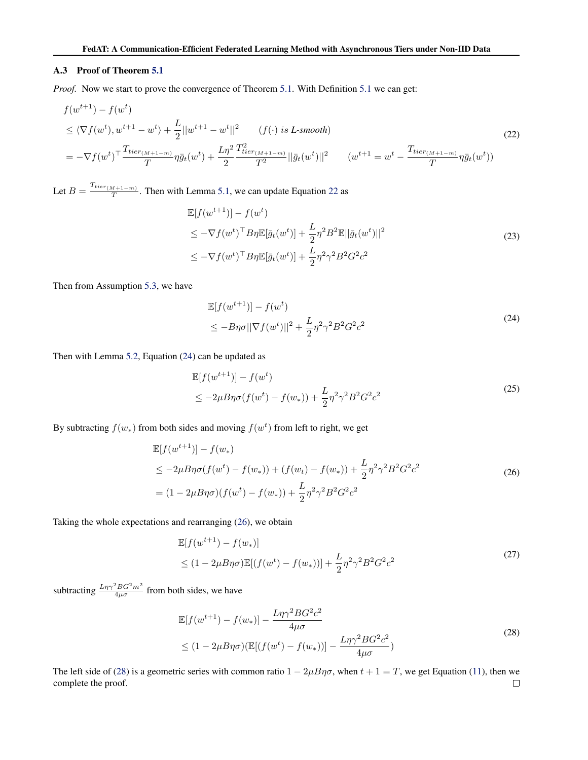### A.3 Proof of Theorem 5.1

*Proof.* Now we start to prove the convergence of Theorem 5.1. With Definition 5.1 we can get:

$$
\begin{aligned}
& f(w^{t+1}) - f(w^t) \\
& \leq \langle \nabla f(w^t), w^{t+1} - w^t \rangle + \frac{L}{2}||w^{t+1} - w^t||^2 \qquad (f(\cdot) \textit{ is L-smooth}) \\
& = -\nabla f(w^t)^\top \frac{T_{tier_{(M+1-m)}}}{T} \eta \bar{g}_t(w^t) + \frac{L\eta^2}{2} \frac{T^2_{tier_{(M+1-m)}}}{T^2} ||\bar{g}_t(w^t)||^2 \qquad (w^{t+1} = w^t - \frac{T_{tier_{(M+1-m)}}}{T} \eta \bar{g}_t(w^t))
\end{aligned}
\tag{22}
$$

Let $B = \frac{T_{tier_{(M+1-m)}}}{T}$. Then with Lemma 5.1, we can update Equation 22 as

$$
\begin{aligned}
& \mathbb{E}[f(w^{t+1})] - f(w^t) \\
& \leq -\nabla f(w^t)^\top B\eta \mathbb{E}[\bar{g}_t(w^t)] + \frac{L}{2}\eta^2 B^2 \mathbb{E}||\bar{g}_t(w^t)||^2 \\
& \leq -\nabla f(w^t)^\top B\eta \mathbb{E}[\bar{g}_t(w^t)] + \frac{L}{2}\eta^2 \gamma^2 B^2 G^2 c^2
\end{aligned}
\tag{23}
$$

Then from Assumption 5.3, we have

$$
\begin{aligned}
& \mathbb{E}[f(w^{t+1})] - f(w^t) \\
& \leq -B\eta\sigma||\nabla f(w^t)||^2 + \frac{L}{2}\eta^2 \gamma^2 B^2 G^2 c^2
\end{aligned}
\tag{24}
$$

Then with Lemma 5.2, Equation (24) can be updated as

$$
\begin{aligned}
& \mathbb{E}[f(w^{t+1})] - f(w^t) \\
& \leq -2\mu B\eta\sigma(f(w^t) - f(w_*)) + \frac{L}{2}\eta^2 \gamma^2 B^2 G^2 c^2
\end{aligned}
\tag{25}
$$

By subtracting $f(w_*)$ from both sides and moving $f(w^t)$ from left to right, we get

$$
\begin{aligned}
& \mathbb{E}[f(w^{t+1})] - f(w_*) \\
& \leq -2\mu B\eta\sigma(f(w^t) - f(w_*)) + (f(w_t) - f(w_*)) + \frac{L}{2}\eta^2 \gamma^2 B^2 G^2 c^2 \\
& = (1 - 2\mu B\eta\sigma)(f(w^t) - f(w_*)) + \frac{L}{2}\eta^2 \gamma^2 B^2 G^2 c^2
\end{aligned}
\tag{26}
$$

Taking the whole expectations and rearranging (26), we obtain

$$
\begin{aligned}
& \mathbb{E}[f(w^{t+1}) - f(w_*)] \\
& \leq (1 - 2\mu B\eta\sigma)\mathbb{E}[(f(w^t) - f(w_*))] + \frac{L}{2}\eta^2 \gamma^2 B^2 G^2 c^2
\end{aligned}
\tag{27}
$$

subtracting $\frac{L\eta\gamma^2 BG^2 m^2}{4\mu\sigma}$ from both sides, we have

$$
\begin{aligned}
& \mathbb{E}[f(w^{t+1}) - f(w_*)] - \frac{L\eta\gamma^2 BG^2 c^2}{4\mu\sigma} \\
& \leq (1 - 2\mu B\eta\sigma)(\mathbb{E}[(f(w^t) - f(w_*))] - \frac{L\eta\gamma^2 BG^2 c^2}{4\mu\sigma})
\end{aligned}
\tag{28}
$$

The left side of (28) is a geometric series with common ratio $1 - 2\mu B\eta\sigma$, when $t + 1 = T$, we get Equation (11), then we complete the proof. □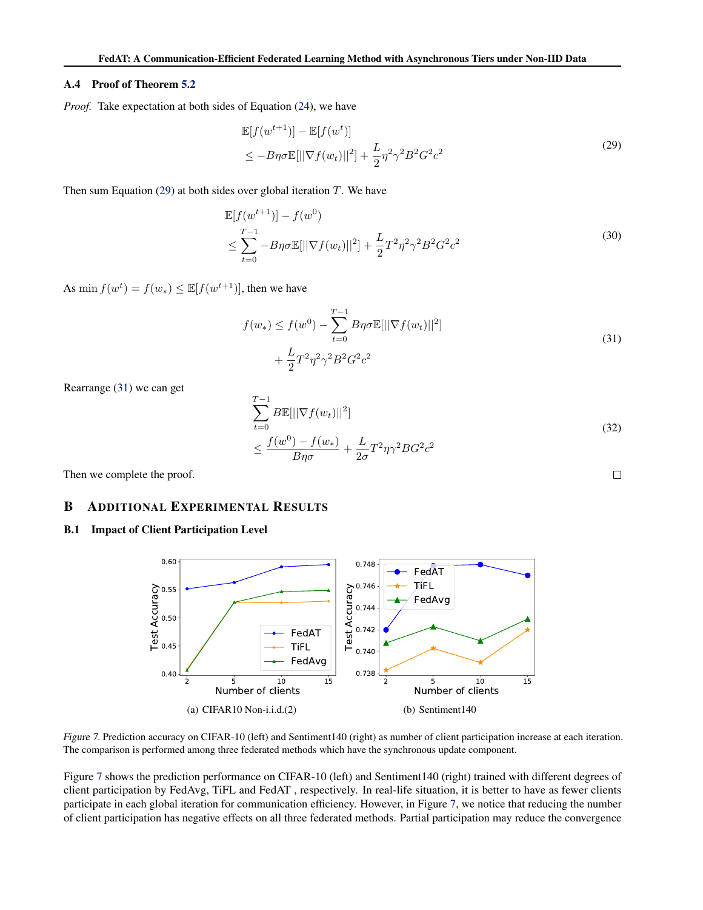### A.4 Proof of Theorem 5.2

*Proof.* Take expectation at both sides of Equation (24), we have

$$\begin{aligned} &\mathbb{E}[f(w^{t+1})] - \mathbb{E}[f(w^t)] \\ &\leq -B\eta\sigma\mathbb{E}[||\nabla f(w_t)||^2] + \frac{L}{2}\eta^2\gamma^2 B^2 G^2 c^2 \end{aligned} \tag{29}$$

Then sum Equation (29) at both sides over global iteration $T$. We have

$$\begin{aligned} &\mathbb{E}[f(w^{t+1})] - f(w^0) \\ &\leq \sum_{t=0}^{T-1} -B\eta\sigma\mathbb{E}[||\nabla f(w_t)||^2] + \frac{L}{2}T^2\eta^2\gamma^2 B^2 G^2 c^2 \end{aligned} \tag{30}$$

As $\min f(w^t) = f(w_*) \leq \mathbb{E}[f(w^{t+1})]$, then we have

$$\begin{aligned} f(w_*) \leq f(w^0) - \sum_{t=0}^{T-1} B\eta\sigma\mathbb{E}[||\nabla f(w_t)||^2] \\ + \frac{L}{2}T^2\eta^2\gamma^2 B^2 G^2 c^2 \end{aligned} \tag{31}$$

Rearrange (31) we can get

$$\begin{aligned} &\sum_{t=0}^{T-1} B\mathbb{E}[||\nabla f(w_t)||^2] \\ &\leq \frac{f(w^0) - f(w_*)}{B\eta\sigma} + \frac{L}{2\sigma}T^2\eta\gamma^2 B G^2 c^2 \end{aligned} \tag{32}$$

Then we complete the proof. □

## B Additional Experimental Results

### B.1 Impact of Client Participation Level

(a) CIFAR10 Non-i.i.d.(2)

(b) Sentiment140

*Figure 7.* Prediction accuracy on CIFAR-10 (left) and Sentiment140 (right) as number of client participation increase at each iteration. The comparison is performed among three federated methods which have the synchronous update component.

Figure 7 shows the prediction performance on CIFAR-10 (left) and Sentiment140 (right) trained with different degrees of client participation by FedAvg, TiFL and FedAT , respectively. In real-life situation, it is better to have as fewer clients participate in each global iteration for communication efficiency. However, in Figure 7, we notice that reducing the number of client participation has negative effects on all three federated methods. Partial participation may reduce the convergence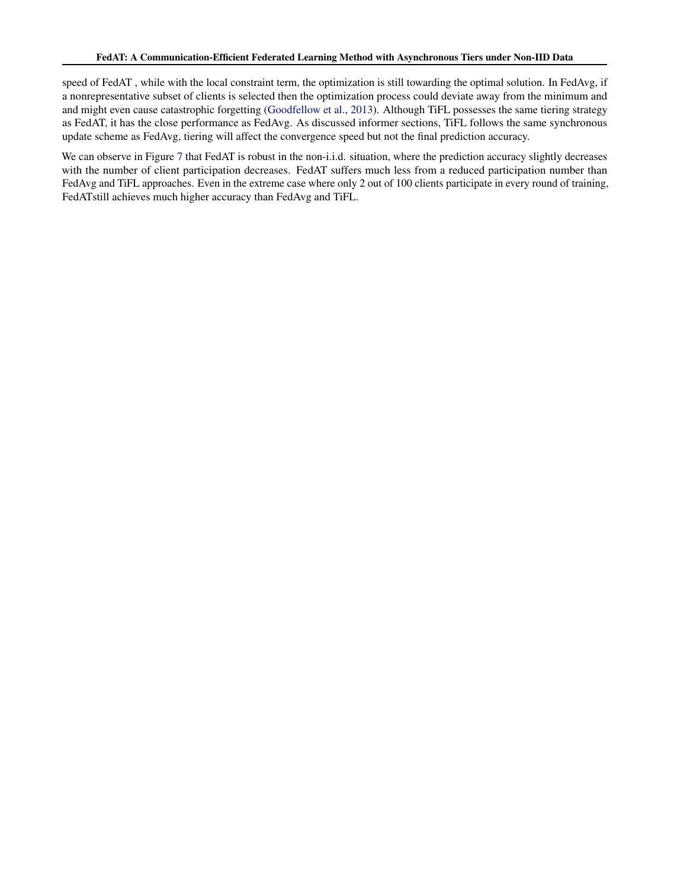speed of FedAT , while with the local constraint term, the optimization is still towarding the optimal solution. In FedAvg, if a nonrepresentative subset of clients is selected then the optimization process could deviate away from the minimum and and might even cause catastrophic forgetting (Goodfellow et al., 2013). Although TiFL possesses the same tiering strategy as FedAT, it has the close performance as FedAvg. As discussed informer sections, TiFL follows the same synchronous update scheme as FedAvg, tiering will affect the convergence speed but not the final prediction accuracy.

We can observe in Figure 7 that FedAT is robust in the non-i.i.d. situation, where the prediction accuracy slightly decreases with the number of client participation decreases. FedAT suffers much less from a reduced participation number than FedAvg and TiFL approaches. Even in the extreme case where only 2 out of 100 clients participate in every round of training, FedATstill achieves much higher accuracy than FedAvg and TiFL.